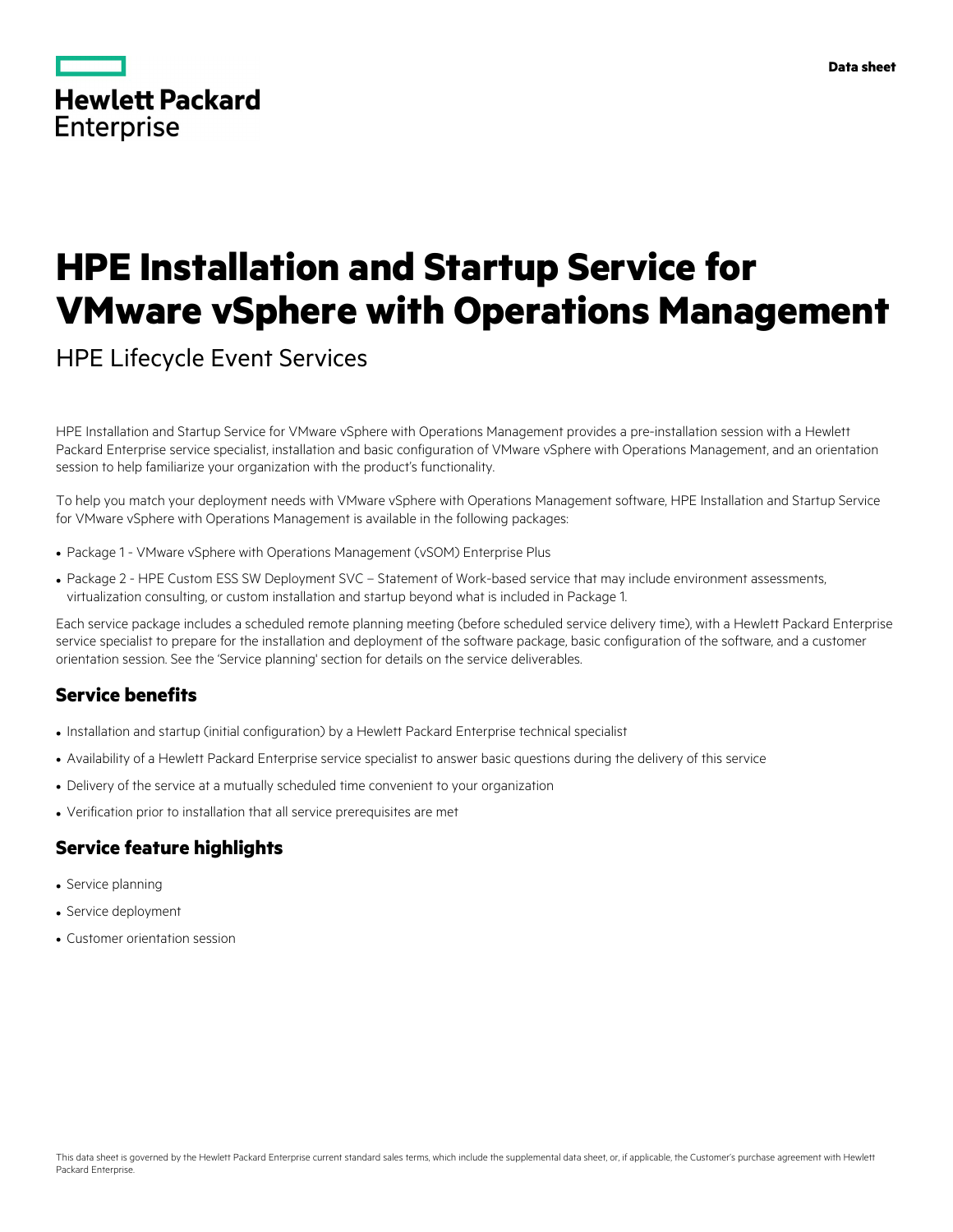# HPE Installation and Startup Service for VMware vSphere with Operations Management

## HPE Lifecycle Event Services

HPE Installation and Startup Service for VMware vSphere with Operations Management provides a pre-installation session with a Hewlett Packard Enterprise service specialist, installation and basic configuration of VMware vSphere with Operations Management, and an orientation session to help familiarize your organization with the product's functionality.

To help you match your deployment needs with VMware vSphere with Operations Management software, HPE Installation and Startup Service for VMware vSphere with Operations Management is available in the following packages:

- Package 1 - VMware vSphere with Operations Management (vSOM) Enterprise Plus
- Package 2 - HPE Custom ESS SW Deployment SVC – Statement of Work-based service that may include environment assessments, virtualization consulting, or custom installation and startup beyond what is included in Package 1.

Each service package includes a scheduled remote planning meeting (before scheduled service delivery time), with a Hewlett Packard Enterprise service specialist to prepare for the installation and deployment of the software package, basic configuration of the software, and a customer orientation session. See the 'Service planning' section for details on the service deliverables.

## Service benefits

- Installation and startup (initial configuration) by a Hewlett Packard Enterprise technical specialist
- Availability of a Hewlett Packard Enterprise service specialist to answer basic questions during the delivery of this service
- Delivery of the service at a mutually scheduled time convenient to your organization
- Verification prior to installation that all service prerequisites are met

## Service feature highlights

- Service planning
- Service deployment
- Customer orientation session

This data sheet is governed by the Hewlett Packard Enterprise current standard sales terms, which include the supplemental data sheet, or, if applicable, the Customer's purchase agreement with Hewlett Packard Enterprise.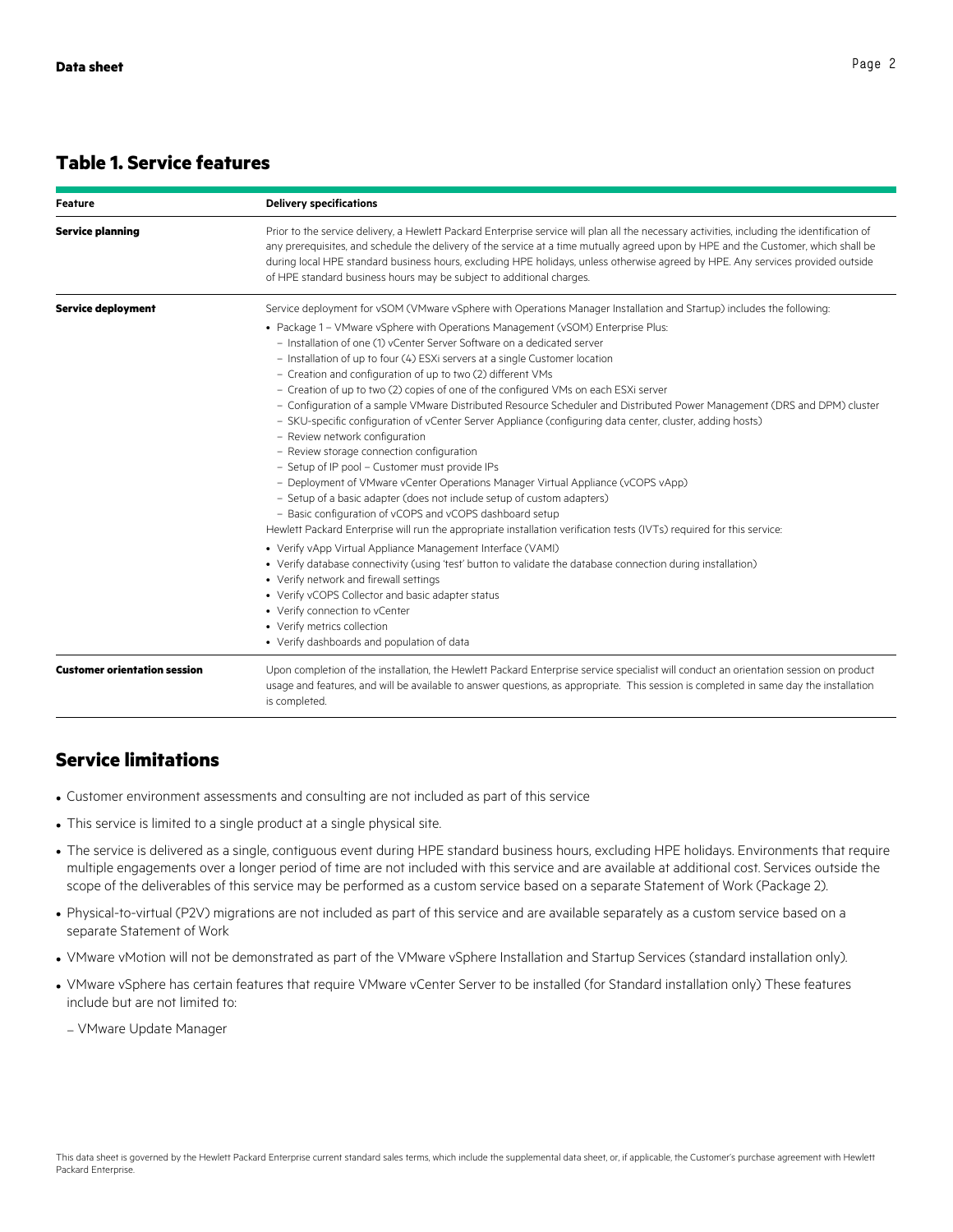## Table 1. Service features

| Feature | Delivery specifications |
|---|---|
| **Service planning** | Prior to the service delivery, a Hewlett Packard Enterprise service will plan all the necessary activities, including the identification of any prerequisites, and schedule the delivery of the service at a time mutually agreed upon by HPE and the Customer, which shall be during local HPE standard business hours, excluding HPE holidays, unless otherwise agreed by HPE. Any services provided outside of HPE standard business hours may be subject to additional charges. |
| **Service deployment** | Service deployment for vSOM (VMware vSphere with Operations Manager Installation and Startup) includes the following:<br>• Package 1 – VMware vSphere with Operations Management (vSOM) Enterprise Plus:<br>– Installation of one (1) vCenter Server Software on a dedicated server<br>– Installation of up to four (4) ESXi servers at a single Customer location<br>– Creation and configuration of up to two (2) different VMs<br>– Creation of up to two (2) copies of one of the configured VMs on each ESXi server<br>– Configuration of a sample VMware Distributed Resource Scheduler and Distributed Power Management (DRS and DPM) cluster<br>– SKU-specific configuration of vCenter Server Appliance (configuring data center, cluster, adding hosts)<br>– Review network configuration<br>– Review storage connection configuration<br>– Setup of IP pool – Customer must provide IPs<br>– Deployment of VMware vCenter Operations Manager Virtual Appliance (vCOPS vApp)<br>– Setup of a basic adapter (does not include setup of custom adapters)<br>– Basic configuration of vCOPS and vCOPS dashboard setup<br>Hewlett Packard Enterprise will run the appropriate installation verification tests (IVTs) required for this service:<br>• Verify vApp Virtual Appliance Management Interface (VAMI)<br>• Verify database connectivity (using 'test' button to validate the database connection during installation)<br>• Verify network and firewall settings<br>• Verify vCOPS Collector and basic adapter status<br>• Verify connection to vCenter<br>• Verify metrics collection<br>• Verify dashboards and population of data |
| **Customer orientation session** | Upon completion of the installation, the Hewlett Packard Enterprise service specialist will conduct an orientation session on product usage and features, and will be available to answer questions, as appropriate. This session is completed in same day the installation is completed. |

## Service limitations

- Customer environment assessments and consulting are not included as part of this service
- This service is limited to a single product at a single physical site.
- The service is delivered as a single, contiguous event during HPE standard business hours, excluding HPE holidays. Environments that require multiple engagements over a longer period of time are not included with this service and are available at additional cost. Services outside the scope of the deliverables of this service may be performed as a custom service based on a separate Statement of Work (Package 2).
- Physical-to-virtual (P2V) migrations are not included as part of this service and are available separately as a custom service based on a separate Statement of Work
- VMware vMotion will not be demonstrated as part of the VMware vSphere Installation and Startup Services (standard installation only).
- VMware vSphere has certain features that require VMware vCenter Server to be installed (for Standard installation only) These features include but are not limited to:
  - VMware Update Manager

This data sheet is governed by the Hewlett Packard Enterprise current standard sales terms, which include the supplemental data sheet, or, if applicable, the Customer's purchase agreement with Hewlett Packard Enterprise.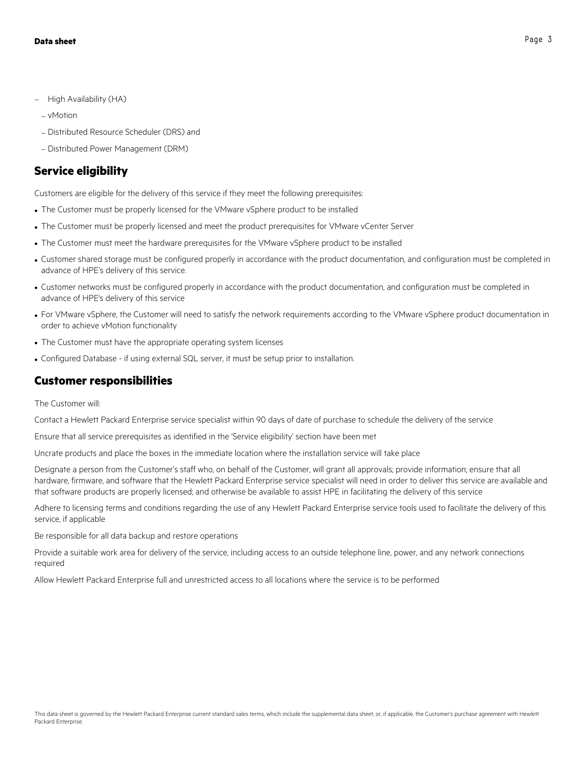- High Availability (HA)
  - vMotion
  - Distributed Resource Scheduler (DRS) and
  - Distributed Power Management (DRM)

## Service eligibility

Customers are eligible for the delivery of this service if they meet the following prerequisites:

- The Customer must be properly licensed for the VMware vSphere product to be installed
- The Customer must be properly licensed and meet the product prerequisites for VMware vCenter Server
- The Customer must meet the hardware prerequisites for the VMware vSphere product to be installed
- Customer shared storage must be configured properly in accordance with the product documentation, and configuration must be completed in advance of HPE's delivery of this service.
- Customer networks must be configured properly in accordance with the product documentation, and configuration must be completed in advance of HPE's delivery of this service
- For VMware vSphere, the Customer will need to satisfy the network requirements according to the VMware vSphere product documentation in order to achieve vMotion functionality
- The Customer must have the appropriate operating system licenses
- Configured Database - if using external SQL server, it must be setup prior to installation.

## Customer responsibilities

The Customer will:

Contact a Hewlett Packard Enterprise service specialist within 90 days of date of purchase to schedule the delivery of the service

Ensure that all service prerequisites as identified in the 'Service eligibility' section have been met

Uncrate products and place the boxes in the immediate location where the installation service will take place

Designate a person from the Customer's staff who, on behalf of the Customer, will grant all approvals; provide information; ensure that all hardware, firmware, and software that the Hewlett Packard Enterprise service specialist will need in order to deliver this service are available and that software products are properly licensed; and otherwise be available to assist HPE in facilitating the delivery of this service

Adhere to licensing terms and conditions regarding the use of any Hewlett Packard Enterprise service tools used to facilitate the delivery of this service, if applicable

Be responsible for all data backup and restore operations

Provide a suitable work area for delivery of the service, including access to an outside telephone line, power, and any network connections required

Allow Hewlett Packard Enterprise full and unrestricted access to all locations where the service is to be performed

This data sheet is governed by the Hewlett Packard Enterprise current standard sales terms, which include the supplemental data sheet, or, if applicable, the Customer's purchase agreement with Hewlett Packard Enterprise.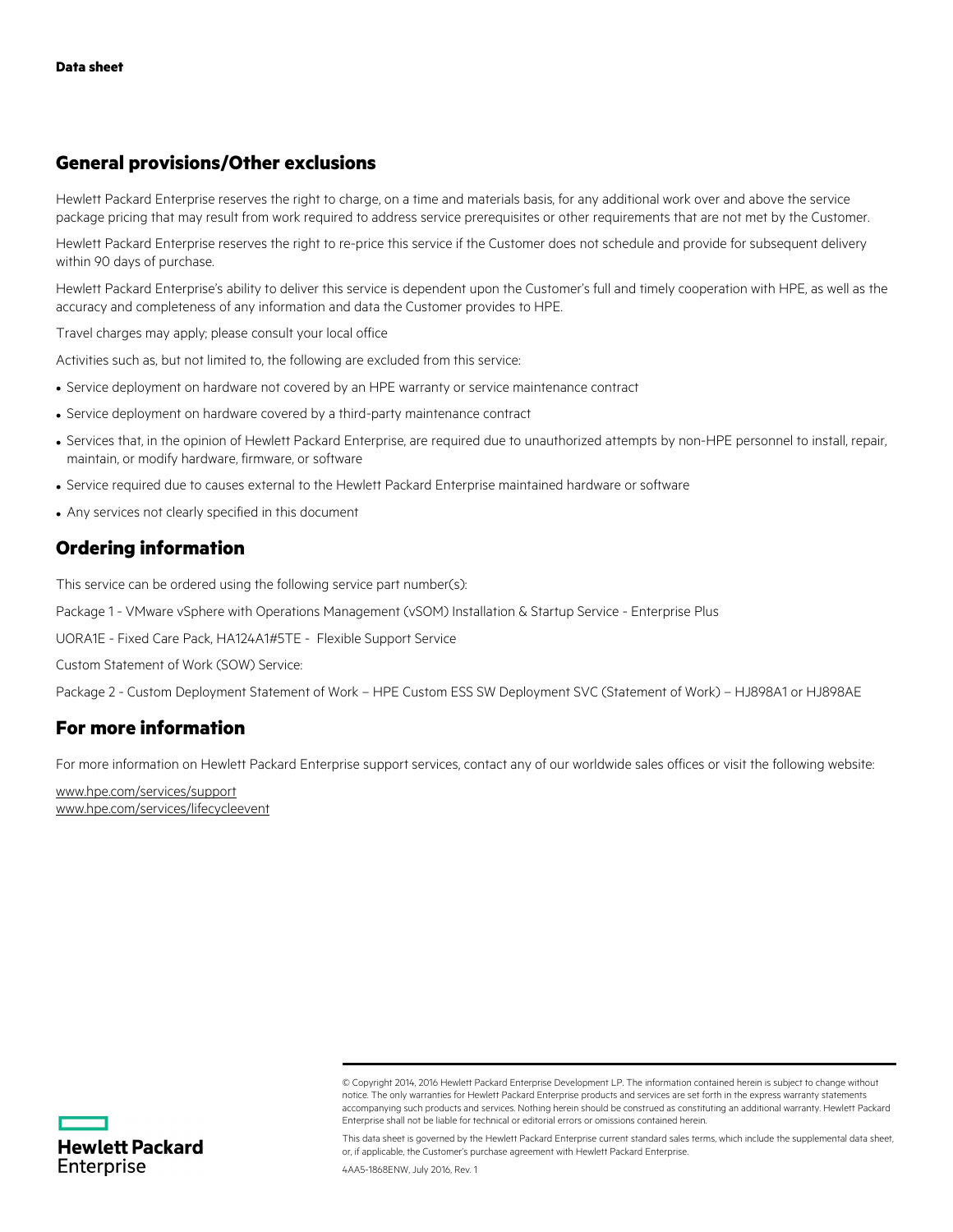## General provisions/Other exclusions

Hewlett Packard Enterprise reserves the right to charge, on a time and materials basis, for any additional work over and above the service package pricing that may result from work required to address service prerequisites or other requirements that are not met by the Customer.

Hewlett Packard Enterprise reserves the right to re-price this service if the Customer does not schedule and provide for subsequent delivery within 90 days of purchase.

Hewlett Packard Enterprise's ability to deliver this service is dependent upon the Customer's full and timely cooperation with HPE, as well as the accuracy and completeness of any information and data the Customer provides to HPE.

Travel charges may apply; please consult your local office

Activities such as, but not limited to, the following are excluded from this service:

- Service deployment on hardware not covered by an HPE warranty or service maintenance contract
- Service deployment on hardware covered by a third-party maintenance contract
- Services that, in the opinion of Hewlett Packard Enterprise, are required due to unauthorized attempts by non-HPE personnel to install, repair, maintain, or modify hardware, firmware, or software
- Service required due to causes external to the Hewlett Packard Enterprise maintained hardware or software
- Any services not clearly specified in this document

## Ordering information

This service can be ordered using the following service part number(s):

Package 1 - VMware vSphere with Operations Management (vSOM) Installation & Startup Service - Enterprise Plus

UORA1E - Fixed Care Pack, HA124A1#5TE - Flexible Support Service

Custom Statement of Work (SOW) Service:

Package 2 - Custom Deployment Statement of Work – HPE Custom ESS SW Deployment SVC (Statement of Work) – HJ898A1 or HJ898AE

## For more information

For more information on Hewlett Packard Enterprise support services, contact any of our worldwide sales offices or visit the following website:

www.hpe.com/services/support
www.hpe.com/services/lifecycleevent

© Copyright 2014, 2016 Hewlett Packard Enterprise Development LP. The information contained herein is subject to change without notice. The only warranties for Hewlett Packard Enterprise products and services are set forth in the express warranty statements accompanying such products and services. Nothing herein should be construed as constituting an additional warranty. Hewlett Packard Enterprise shall not be liable for technical or editorial errors or omissions contained herein.

This data sheet is governed by the Hewlett Packard Enterprise current standard sales terms, which include the supplemental data sheet, or, if applicable, the Customer's purchase agreement with Hewlett Packard Enterprise.

4AA5-1868ENW, July 2016, Rev. 1